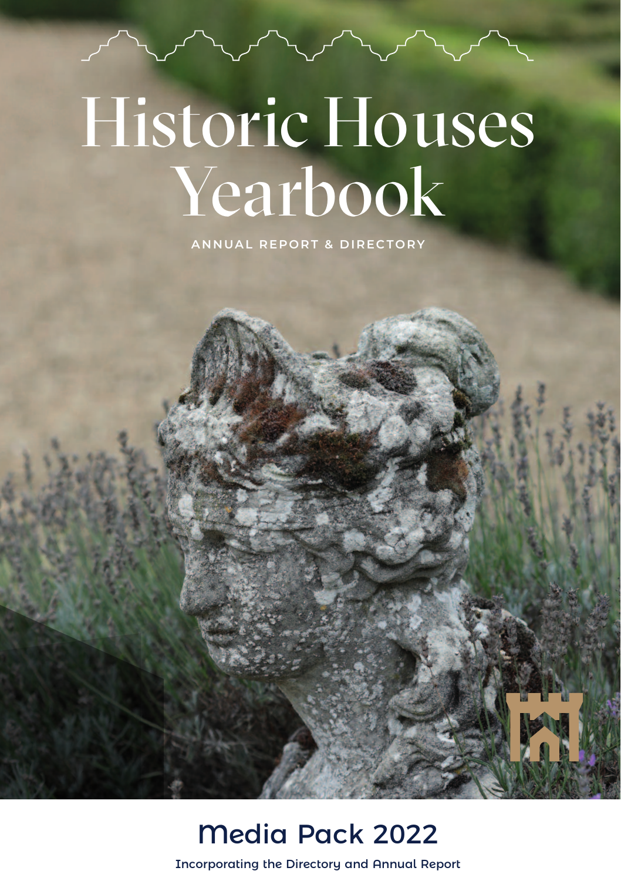# Historic Houses Yearbook

ANNUAL REPORT & DIRECTORY

## Media Pack 2022

Incorporating the Directory and Annual Report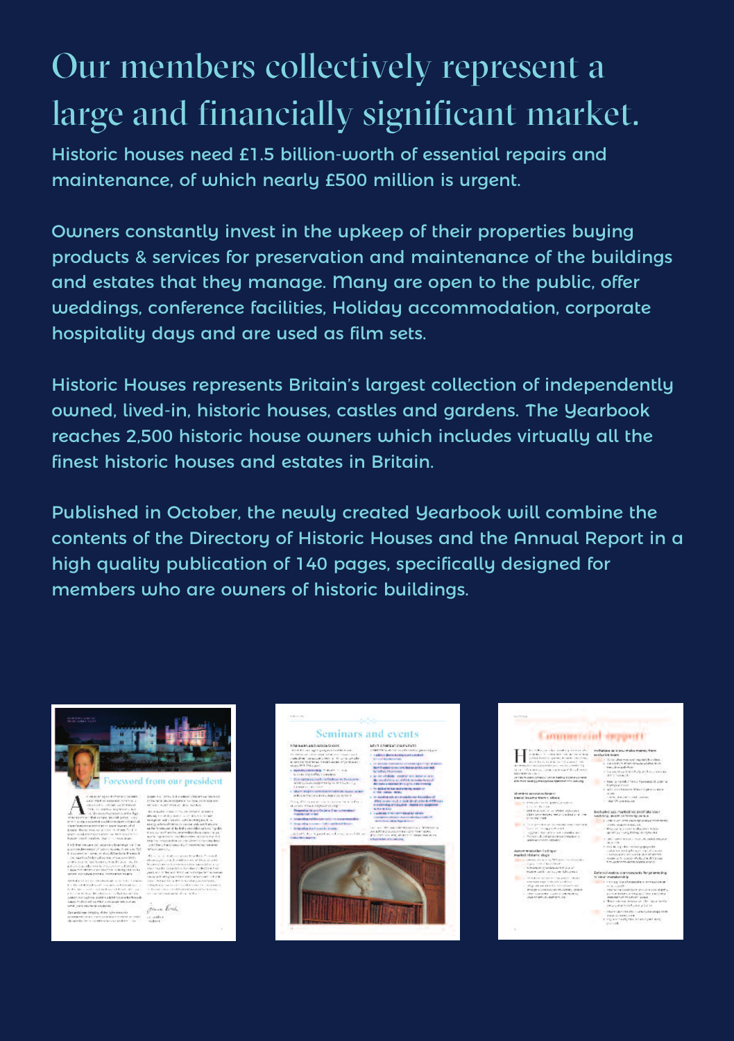# Our members collectively represent a large and financially significant market.

Historic houses need £1.5 billion-worth of essential repairs and maintenance, of which nearly £500 million is urgent.

Owners constantly invest in the upkeep of their properties buying products & services for preservation and maintenance of the buildings and estates that they manage. Many are open to the public, offer weddings, conference facilities, Holiday accommodation, corporate hospitality days and are used as film sets.

Historic Houses represents Britain's largest collection of independently owned, lived-in, historic houses, castles and gardens. The Yearbook reaches 2,500 historic house owners which includes virtually all the finest historic houses and estates in Britain.

Published in October, the newly created Yearbook will combine the contents of the Directory of Historic Houses and the Annual Report in a high quality publication of 140 pages, specifically designed for members who are owners of historic buildings.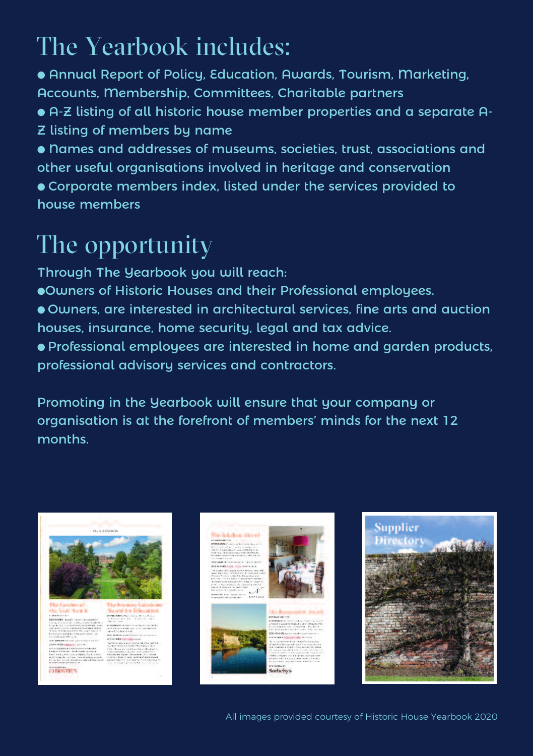# The Yearbook includes:

- Annual Report of Policy, Education, Awards, Tourism, Marketing, Accounts, Membership, Committees, Charitable partners
- A-Z listing of all historic house member properties and a separate A-Z listing of members by name
- Names and addresses of museums, societies, trust, associations and other useful organisations involved in heritage and conservation
- Corporate members index, listed under the services provided to house members

# The opportunity

Through The Yearbook you will reach:

- Owners of Historic Houses and their Professional employees.
- Owners, are interested in architectural services, fine arts and auction houses, insurance, home security, legal and tax advice.
- Professional employees are interested in home and garden products, professional advisory services and contractors.

Promoting in the Yearbook will ensure that your company or organisation is at the forefront of members' minds for the next 12 months.

All images provided courtesy of Historic House Yearbook 2020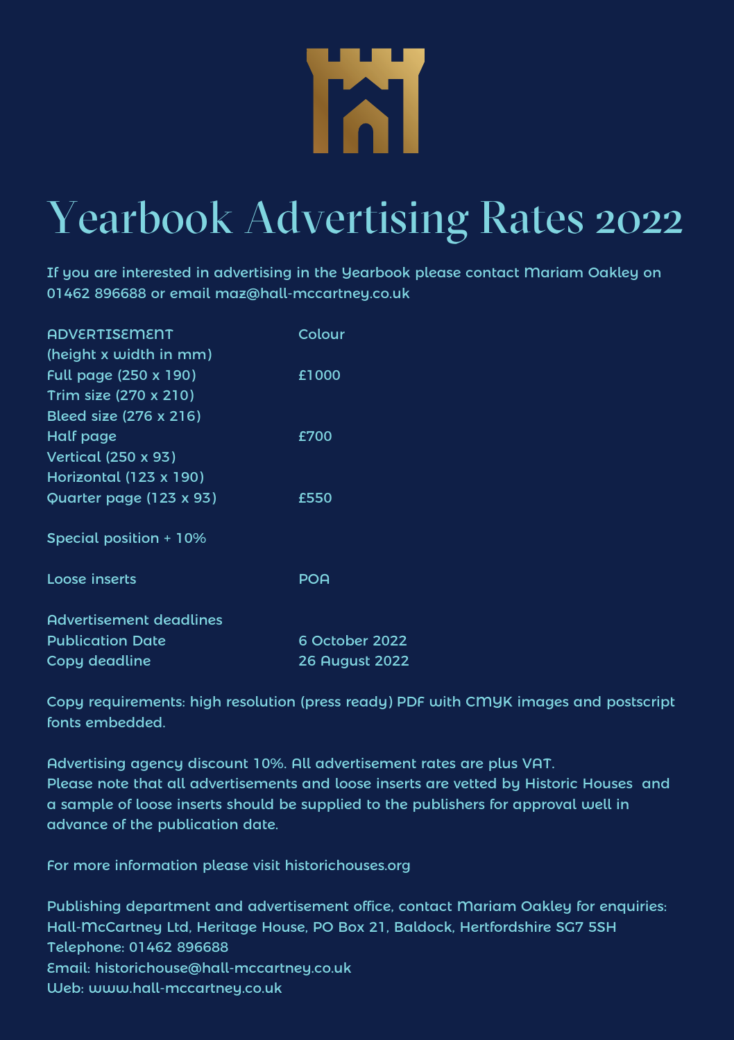# Yearbook Advertising Rates 2022

If you are interested in advertising in the Yearbook please contact Mariam Oakley on 01462 896688 or email maz@hall-mccartney.co.uk

| ADVERTISEMENT (height x width in mm) | Colour |
|---|---|
| Full page (250 x 190) | £1000 |
| Trim size (270 x 210) | |
| Bleed size (276 x 216) | |
| Half page | £700 |
| Vertical (250 x 93) | |
| Horizontal (123 x 190) | |
| Quarter page (123 x 93) | £550 |
| Special position + 10% | |
| Loose inserts | POA |
| Advertisement deadlines | |
| Publication Date | 6 October 2022 |
| Copy deadline | 26 August 2022 |

Copy requirements: high resolution (press ready) PDF with CMYK images and postscript fonts embedded.

Advertising agency discount 10%. All advertisement rates are plus VAT.
Please note that all advertisements and loose inserts are vetted by Historic Houses and a sample of loose inserts should be supplied to the publishers for approval well in advance of the publication date.

For more information please visit historichouses.org

Publishing department and advertisement office, contact Mariam Oakley for enquiries:
Hall-McCartney Ltd, Heritage House, PO Box 21, Baldock, Hertfordshire SG7 5SH
Telephone: 01462 896688
Email: historichouse@hall-mccartney.co.uk
Web: www.hall-mccartney.co.uk